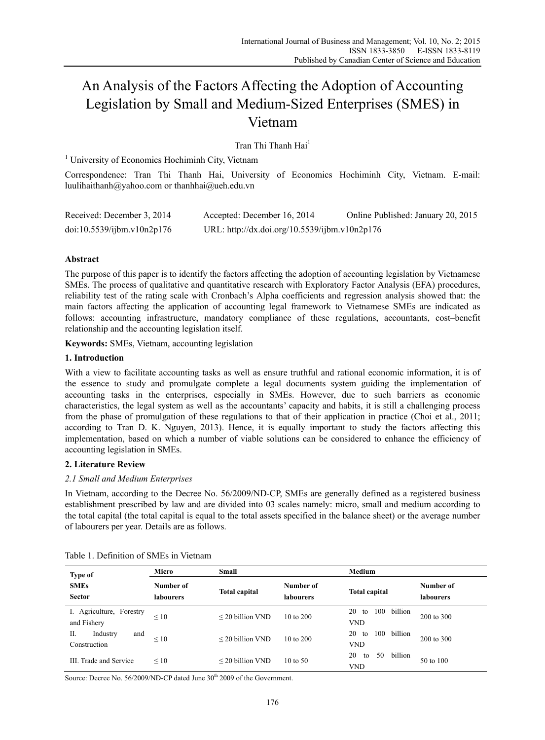# An Analysis of the Factors Affecting the Adoption of Accounting Legislation by Small and Medium-Sized Enterprises (SMES) in Vietnam

Tran Thi Thanh Hai[1]

[1] University of Economics Hochiminh City, Vietnam

Correspondence: Tran Thi Thanh Hai, University of Economics Hochiminh City, Vietnam. E-mail: luulihaithanh@yahoo.com or thanhhai@ueh.edu.vn

Received: December 3, 2014 Accepted: December 16, 2014 Online Published: January 20, 2015

doi:10.5539/ijbm.v10n2p176 URL: http://dx.doi.org/10.5539/ijbm.v10n2p176

## Abstract

The purpose of this paper is to identify the factors affecting the adoption of accounting legislation by Vietnamese SMEs. The process of qualitative and quantitative research with Exploratory Factor Analysis (EFA) procedures, reliability test of the rating scale with Cronbach's Alpha coefficients and regression analysis showed that: the main factors affecting the application of accounting legal framework to Vietnamese SMEs are indicated as follows: accounting infrastructure, mandatory compliance of these regulations, accountants, cost–benefit relationship and the accounting legislation itself.

**Keywords:** SMEs, Vietnam, accounting legislation

## 1. Introduction

With a view to facilitate accounting tasks as well as ensure truthful and rational economic information, it is of the essence to study and promulgate complete a legal documents system guiding the implementation of accounting tasks in the enterprises, especially in SMEs. However, due to such barriers as economic characteristics, the legal system as well as the accountants' capacity and habits, it is still a challenging process from the phase of promulgation of these regulations to that of their application in practice (Choi et al., 2011; according to Tran D. K. Nguyen, 2013). Hence, it is equally important to study the factors affecting this implementation, based on which a number of viable solutions can be considered to enhance the efficiency of accounting legislation in SMEs.

## 2. Literature Review

### *2.1 Small and Medium Enterprises*

In Vietnam, according to the Decree No. 56/2009/ND-CP, SMEs are generally defined as a registered business establishment prescribed by law and are divided into 03 scales namely: micro, small and medium according to the total capital (the total capital is equal to the total assets specified in the balance sheet) or the average number of labourers per year. Details are as follows.

Table 1. Definition of SMEs in Vietnam

| Type of SMEs Sector | Micro | Small | | Medium | |
|---|---|---|---|---|---|
| | Number of labourers | Total capital | Number of labourers | Total capital | Number of labourers |
| I. Agriculture, Forestry and Fishery | ≤ 10 | ≤ 20 billion VND | 10 to 200 | 20 to 100 billion VND | 200 to 300 |
| II. Industry and Construction | ≤ 10 | ≤ 20 billion VND | 10 to 200 | 20 to 100 billion VND | 200 to 300 |
| III. Trade and Service | ≤ 10 | ≤ 20 billion VND | 10 to 50 | 20 to 50 billion VND | 50 to 100 |

Source: Decree No. 56/2009/ND-CP dated June 30th 2009 of the Government.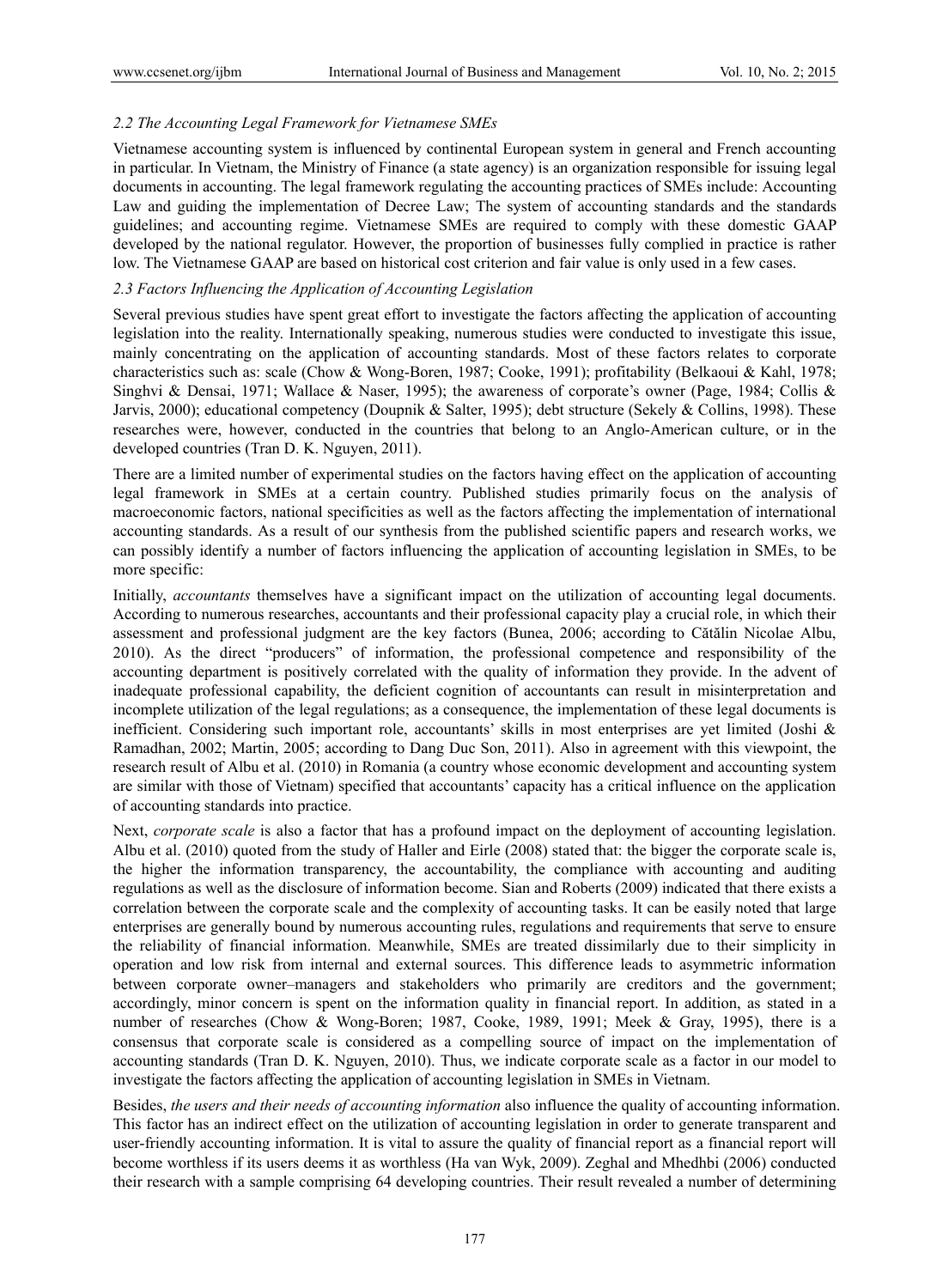### 2.2 The Accounting Legal Framework for Vietnamese SMEs

Vietnamese accounting system is influenced by continental European system in general and French accounting in particular. In Vietnam, the Ministry of Finance (a state agency) is an organization responsible for issuing legal documents in accounting. The legal framework regulating the accounting practices of SMEs include: Accounting Law and guiding the implementation of Decree Law; The system of accounting standards and the standards guidelines; and accounting regime. Vietnamese SMEs are required to comply with these domestic GAAP developed by the national regulator. However, the proportion of businesses fully complied in practice is rather low. The Vietnamese GAAP are based on historical cost criterion and fair value is only used in a few cases.

### 2.3 Factors Influencing the Application of Accounting Legislation

Several previous studies have spent great effort to investigate the factors affecting the application of accounting legislation into the reality. Internationally speaking, numerous studies were conducted to investigate this issue, mainly concentrating on the application of accounting standards. Most of these factors relates to corporate characteristics such as: scale (Chow & Wong-Boren, 1987; Cooke, 1991); profitability (Belkaoui & Kahl, 1978; Singhvi & Densai, 1971; Wallace & Naser, 1995); the awareness of corporate's owner (Page, 1984; Collis & Jarvis, 2000); educational competency (Doupnik & Salter, 1995); debt structure (Sekely & Collins, 1998). These researches were, however, conducted in the countries that belong to an Anglo-American culture, or in the developed countries (Tran D. K. Nguyen, 2011).

There are a limited number of experimental studies on the factors having effect on the application of accounting legal framework in SMEs at a certain country. Published studies primarily focus on the analysis of macroeconomic factors, national specificities as well as the factors affecting the implementation of international accounting standards. As a result of our synthesis from the published scientific papers and research works, we can possibly identify a number of factors influencing the application of accounting legislation in SMEs, to be more specific:

Initially, *accountants* themselves have a significant impact on the utilization of accounting legal documents. According to numerous researches, accountants and their professional capacity play a crucial role, in which their assessment and professional judgment are the key factors (Bunea, 2006; according to Cătălin Nicolae Albu, 2010). As the direct "producers" of information, the professional competence and responsibility of the accounting department is positively correlated with the quality of information they provide. In the advent of inadequate professional capability, the deficient cognition of accountants can result in misinterpretation and incomplete utilization of the legal regulations; as a consequence, the implementation of these legal documents is inefficient. Considering such important role, accountants' skills in most enterprises are yet limited (Joshi & Ramadhan, 2002; Martin, 2005; according to Dang Duc Son, 2011). Also in agreement with this viewpoint, the research result of Albu et al. (2010) in Romania (a country whose economic development and accounting system are similar with those of Vietnam) specified that accountants' capacity has a critical influence on the application of accounting standards into practice.

Next, *corporate scale* is also a factor that has a profound impact on the deployment of accounting legislation. Albu et al. (2010) quoted from the study of Haller and Eirle (2008) stated that: the bigger the corporate scale is, the higher the information transparency, the accountability, the compliance with accounting and auditing regulations as well as the disclosure of information become. Sian and Roberts (2009) indicated that there exists a correlation between the corporate scale and the complexity of accounting tasks. It can be easily noted that large enterprises are generally bound by numerous accounting rules, regulations and requirements that serve to ensure the reliability of financial information. Meanwhile, SMEs are treated dissimilarly due to their simplicity in operation and low risk from internal and external sources. This difference leads to asymmetric information between corporate owner–managers and stakeholders who primarily are creditors and the government; accordingly, minor concern is spent on the information quality in financial report. In addition, as stated in a number of researches (Chow & Wong-Boren; 1987, Cooke, 1989, 1991; Meek & Gray, 1995), there is a consensus that corporate scale is considered as a compelling source of impact on the implementation of accounting standards (Tran D. K. Nguyen, 2010). Thus, we indicate corporate scale as a factor in our model to investigate the factors affecting the application of accounting legislation in SMEs in Vietnam.

Besides, *the users and their needs of accounting information* also influence the quality of accounting information. This factor has an indirect effect on the utilization of accounting legislation in order to generate transparent and user-friendly accounting information. It is vital to assure the quality of financial report as a financial report will become worthless if its users deems it as worthless (Ha van Wyk, 2009). Zeghal and Mhedhbi (2006) conducted their research with a sample comprising 64 developing countries. Their result revealed a number of determining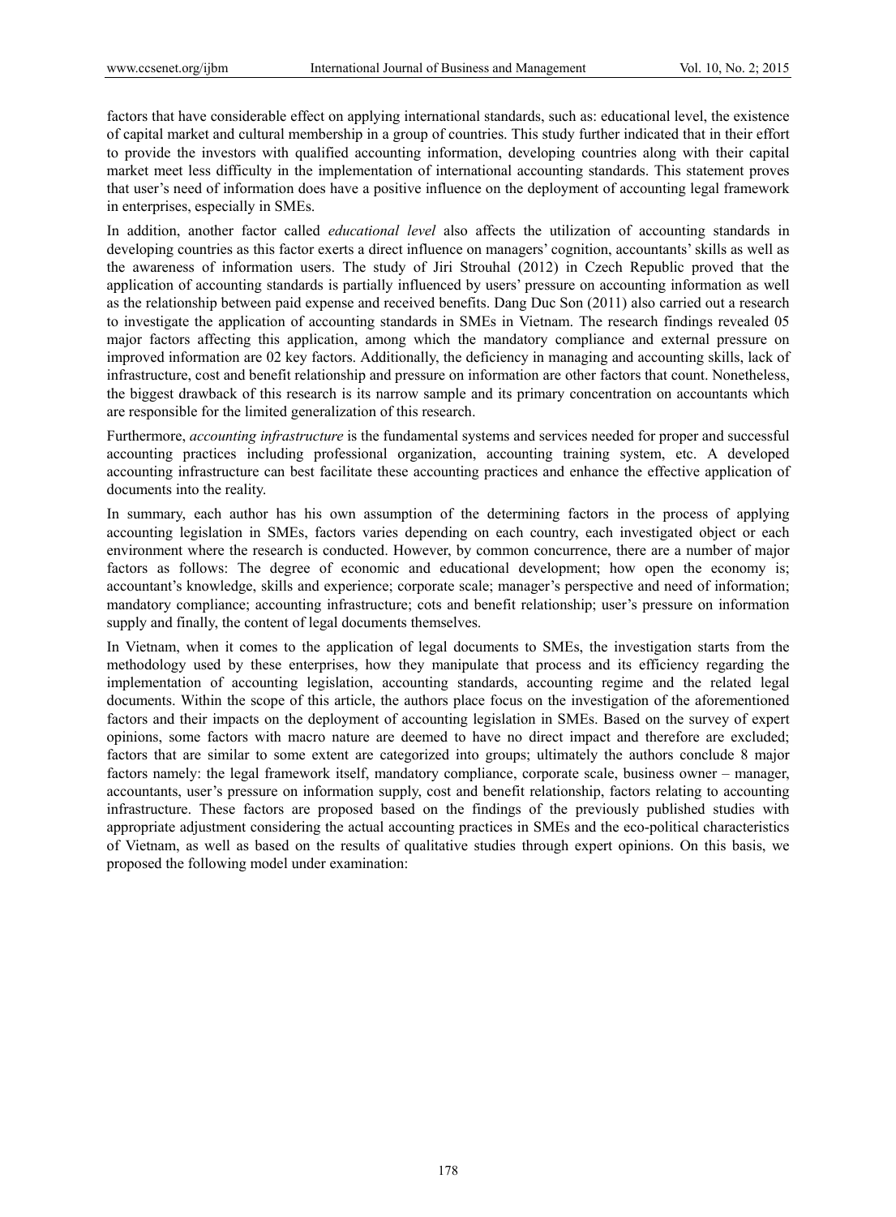factors that have considerable effect on applying international standards, such as: educational level, the existence of capital market and cultural membership in a group of countries. This study further indicated that in their effort to provide the investors with qualified accounting information, developing countries along with their capital market meet less difficulty in the implementation of international accounting standards. This statement proves that user's need of information does have a positive influence on the deployment of accounting legal framework in enterprises, especially in SMEs.

In addition, another factor called *educational level* also affects the utilization of accounting standards in developing countries as this factor exerts a direct influence on managers' cognition, accountants' skills as well as the awareness of information users. The study of Jiri Strouhal (2012) in Czech Republic proved that the application of accounting standards is partially influenced by users' pressure on accounting information as well as the relationship between paid expense and received benefits. Dang Duc Son (2011) also carried out a research to investigate the application of accounting standards in SMEs in Vietnam. The research findings revealed 05 major factors affecting this application, among which the mandatory compliance and external pressure on improved information are 02 key factors. Additionally, the deficiency in managing and accounting skills, lack of infrastructure, cost and benefit relationship and pressure on information are other factors that count. Nonetheless, the biggest drawback of this research is its narrow sample and its primary concentration on accountants which are responsible for the limited generalization of this research.

Furthermore, *accounting infrastructure* is the fundamental systems and services needed for proper and successful accounting practices including professional organization, accounting training system, etc. A developed accounting infrastructure can best facilitate these accounting practices and enhance the effective application of documents into the reality.

In summary, each author has his own assumption of the determining factors in the process of applying accounting legislation in SMEs, factors varies depending on each country, each investigated object or each environment where the research is conducted. However, by common concurrence, there are a number of major factors as follows: The degree of economic and educational development; how open the economy is; accountant's knowledge, skills and experience; corporate scale; manager's perspective and need of information; mandatory compliance; accounting infrastructure; cots and benefit relationship; user's pressure on information supply and finally, the content of legal documents themselves.

In Vietnam, when it comes to the application of legal documents to SMEs, the investigation starts from the methodology used by these enterprises, how they manipulate that process and its efficiency regarding the implementation of accounting legislation, accounting standards, accounting regime and the related legal documents. Within the scope of this article, the authors place focus on the investigation of the aforementioned factors and their impacts on the deployment of accounting legislation in SMEs. Based on the survey of expert opinions, some factors with macro nature are deemed to have no direct impact and therefore are excluded; factors that are similar to some extent are categorized into groups; ultimately the authors conclude 8 major factors namely: the legal framework itself, mandatory compliance, corporate scale, business owner – manager, accountants, user's pressure on information supply, cost and benefit relationship, factors relating to accounting infrastructure. These factors are proposed based on the findings of the previously published studies with appropriate adjustment considering the actual accounting practices in SMEs and the eco-political characteristics of Vietnam, as well as based on the results of qualitative studies through expert opinions. On this basis, we proposed the following model under examination: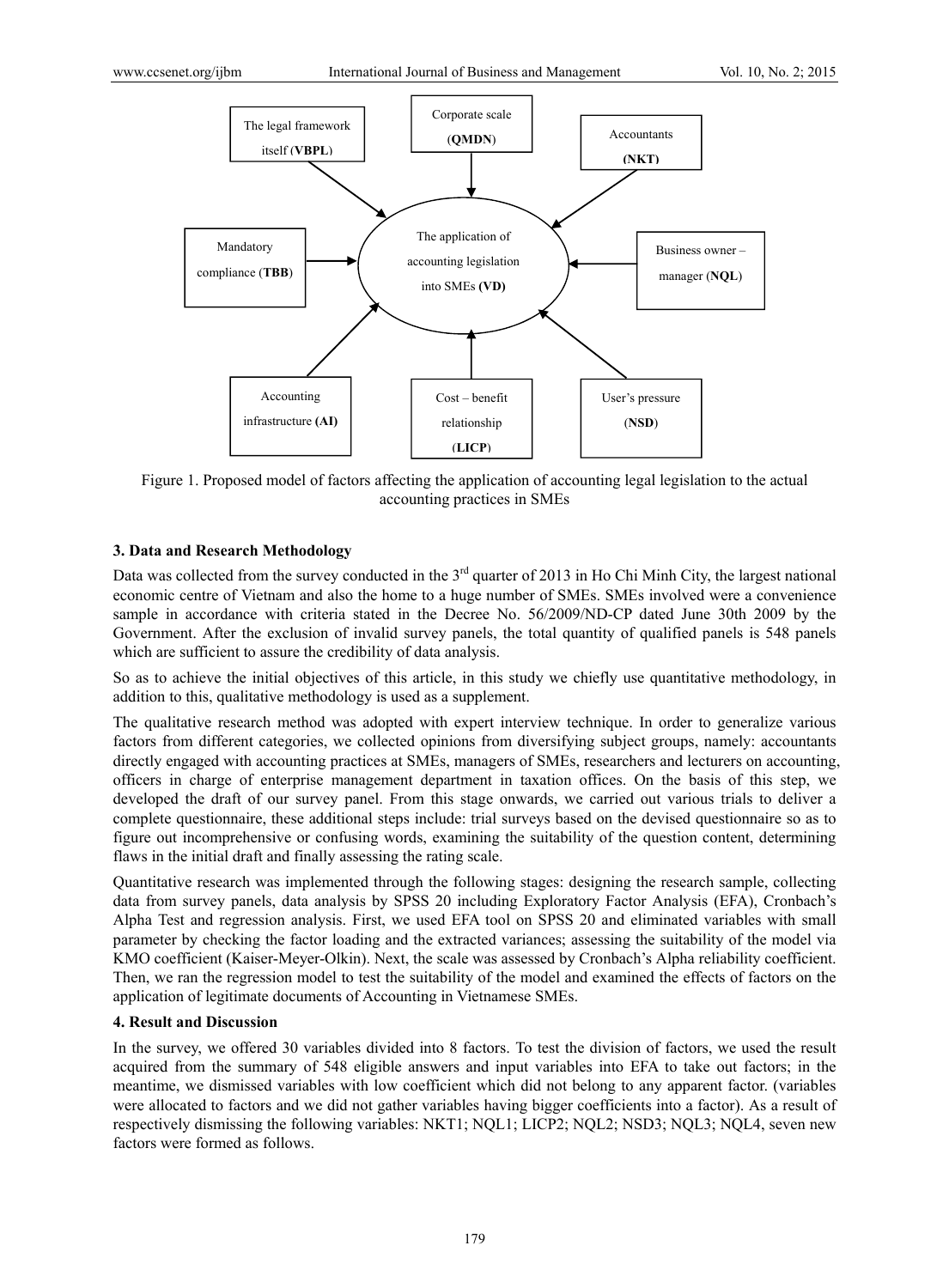Figure 1. Proposed model of factors affecting the application of accounting legal legislation to the actual accounting practices in SMEs

### 3. Data and Research Methodology

Data was collected from the survey conducted in the 3rd quarter of 2013 in Ho Chi Minh City, the largest national economic centre of Vietnam and also the home to a huge number of SMEs. SMEs involved were a convenience sample in accordance with criteria stated in the Decree No. 56/2009/ND-CP dated June 30th 2009 by the Government. After the exclusion of invalid survey panels, the total quantity of qualified panels is 548 panels which are sufficient to assure the credibility of data analysis.

So as to achieve the initial objectives of this article, in this study we chiefly use quantitative methodology, in addition to this, qualitative methodology is used as a supplement.

The qualitative research method was adopted with expert interview technique. In order to generalize various factors from different categories, we collected opinions from diversifying subject groups, namely: accountants directly engaged with accounting practices at SMEs, managers of SMEs, researchers and lecturers on accounting, officers in charge of enterprise management department in taxation offices. On the basis of this step, we developed the draft of our survey panel. From this stage onwards, we carried out various trials to deliver a complete questionnaire, these additional steps include: trial surveys based on the devised questionnaire so as to figure out incomprehensive or confusing words, examining the suitability of the question content, determining flaws in the initial draft and finally assessing the rating scale.

Quantitative research was implemented through the following stages: designing the research sample, collecting data from survey panels, data analysis by SPSS 20 including Exploratory Factor Analysis (EFA), Cronbach's Alpha Test and regression analysis. First, we used EFA tool on SPSS 20 and eliminated variables with small parameter by checking the factor loading and the extracted variances; assessing the suitability of the model via KMO coefficient (Kaiser-Meyer-Olkin). Next, the scale was assessed by Cronbach's Alpha reliability coefficient. Then, we ran the regression model to test the suitability of the model and examined the effects of factors on the application of legitimate documents of Accounting in Vietnamese SMEs.

### 4. Result and Discussion

In the survey, we offered 30 variables divided into 8 factors. To test the division of factors, we used the result acquired from the summary of 548 eligible answers and input variables into EFA to take out factors; in the meantime, we dismissed variables with low coefficient which did not belong to any apparent factor. (variables were allocated to factors and we did not gather variables having bigger coefficients into a factor). As a result of respectively dismissing the following variables: NKT1; NQL1; LICP2; NQL2; NSD3; NQL3; NQL4, seven new factors were formed as follows.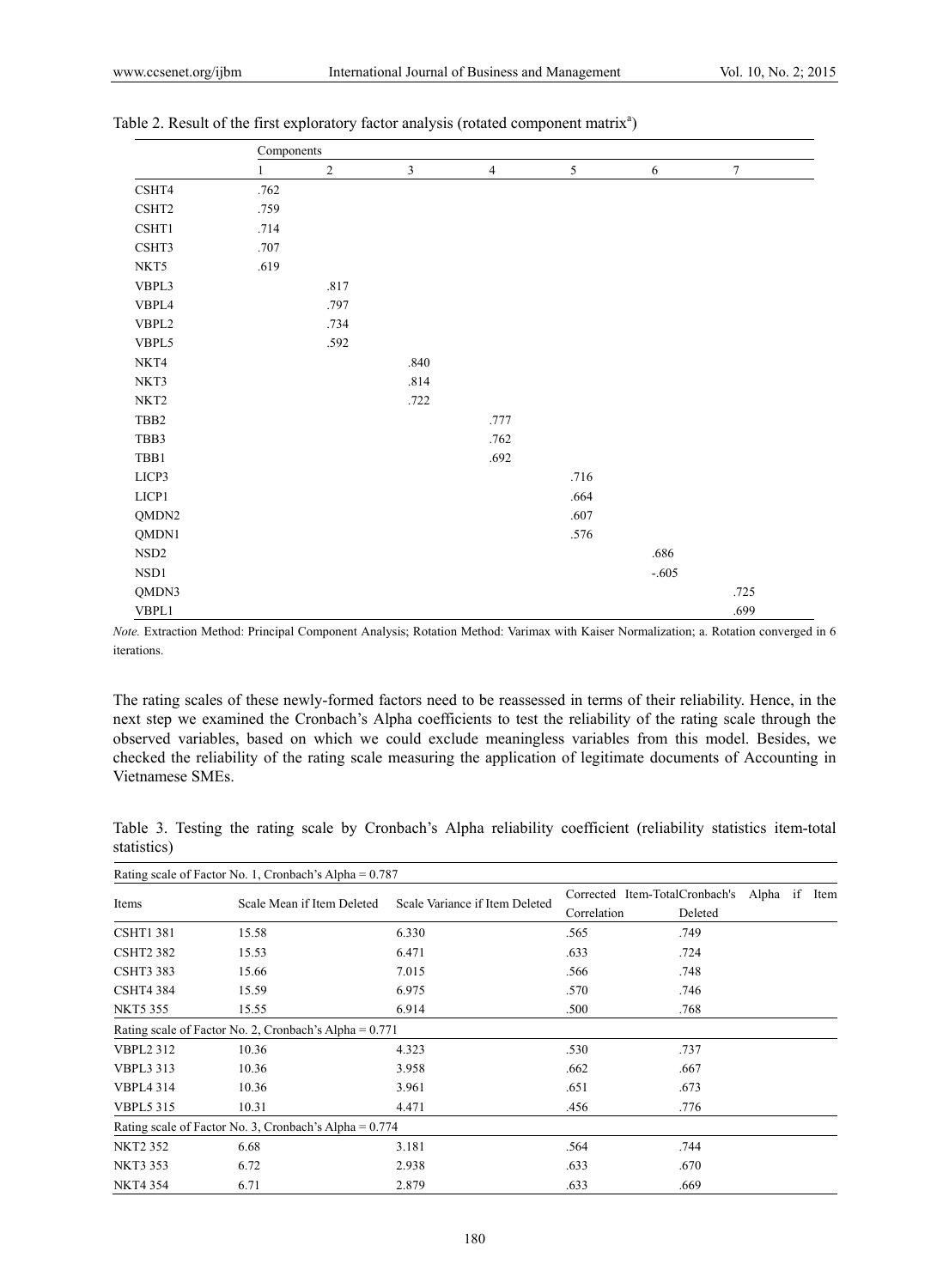Table 2. Result of the first exploratory factor analysis (rotated component matrix[a])

| | Components | | | | | | |
|---|---|---|---|---|---|---|---|
| | 1 | 2 | 3 | 4 | 5 | 6 | 7 |
| CSHT4 | .762 | | | | | | |
| CSHT2 | .759 | | | | | | |
| CSHT1 | .714 | | | | | | |
| CSHT3 | .707 | | | | | | |
| NKT5 | .619 | | | | | | |
| VBPL3 | | .817 | | | | | |
| VBPL4 | | .797 | | | | | |
| VBPL2 | | .734 | | | | | |
| VBPL5 | | .592 | | | | | |
| NKT4 | | | .840 | | | | |
| NKT3 | | | .814 | | | | |
| NKT2 | | | .722 | | | | |
| TBB2 | | | | .777 | | | |
| TBB3 | | | | .762 | | | |
| TBB1 | | | | .692 | | | |
| LICP3 | | | | | .716 | | |
| LICP1 | | | | | .664 | | |
| QMDN2 | | | | | .607 | | |
| QMDN1 | | | | | .576 | | |
| NSD2 | | | | | | .686 | |
| NSD1 | | | | | | -.605 | |
| QMDN3 | | | | | | | .725 |
| VBPL1 | | | | | | | .699 |

*Note.* Extraction Method: Principal Component Analysis; Rotation Method: Varimax with Kaiser Normalization; a. Rotation converged in 6 iterations.

The rating scales of these newly-formed factors need to be reassessed in terms of their reliability. Hence, in the next step we examined the Cronbach's Alpha coefficients to test the reliability of the rating scale through the observed variables, based on which we could exclude meaningless variables from this model. Besides, we checked the reliability of the rating scale measuring the application of legitimate documents of Accounting in Vietnamese SMEs.

Table 3. Testing the rating scale by Cronbach's Alpha reliability coefficient (reliability statistics item-total statistics)

| Items | Scale Mean if Item Deleted | Scale Variance if Item Deleted | Corrected Item-Total Correlation | Cronbach's Alpha if Item Deleted |
|---|---|---|---|---|
| Rating scale of Factor No. 1, Cronbach's Alpha = 0.787 | | | | |
| CSHT1 381 | 15.58 | 6.330 | .565 | .749 |
| CSHT2 382 | 15.53 | 6.471 | .633 | .724 |
| CSHT3 383 | 15.66 | 7.015 | .566 | .748 |
| CSHT4 384 | 15.59 | 6.975 | .570 | .746 |
| NKT5 355 | 15.55 | 6.914 | .500 | .768 |
| Rating scale of Factor No. 2, Cronbach's Alpha = 0.771 | | | | |
| VBPL2 312 | 10.36 | 4.323 | .530 | .737 |
| VBPL3 313 | 10.36 | 3.958 | .662 | .667 |
| VBPL4 314 | 10.36 | 3.961 | .651 | .673 |
| VBPL5 315 | 10.31 | 4.471 | .456 | .776 |
| Rating scale of Factor No. 3, Cronbach's Alpha = 0.774 | | | | |
| NKT2 352 | 6.68 | 3.181 | .564 | .744 |
| NKT3 353 | 6.72 | 2.938 | .633 | .670 |
| NKT4 354 | 6.71 | 2.879 | .633 | .669 |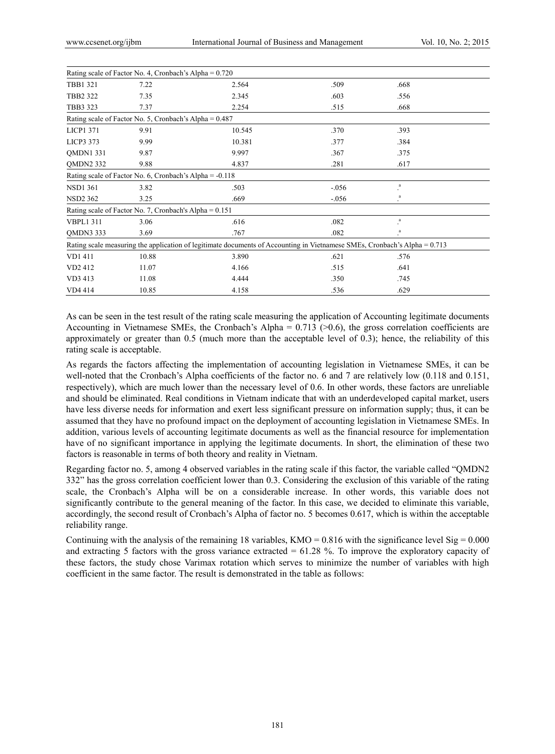| Rating scale of Factor No. 4, Cronbach's Alpha = 0.720 | | | | |
|---|---|---|---|---|
| TBB1 321 | 7.22 | 2.564 | .509 | .668 |
| TBB2 322 | 7.35 | 2.345 | .603 | .556 |
| TBB3 323 | 7.37 | 2.254 | .515 | .668 |
| Rating scale of Factor No. 5, Cronbach's Alpha = 0.487 | | | | |
| LICP1 371 | 9.91 | 10.545 | .370 | .393 |
| LICP3 373 | 9.99 | 10.381 | .377 | .384 |
| QMDN1 331 | 9.87 | 9.997 | .367 | .375 |
| QMDN2 332 | 9.88 | 4.837 | .281 | .617 |
| Rating scale of Factor No. 6, Cronbach's Alpha = -0.118 | | | | |
| NSD1 361 | 3.82 | .503 | -.056 | .[a] |
| NSD2 362 | 3.25 | .669 | -.056 | .[a] |
| Rating scale of Factor No. 7, Cronbach's Alpha = 0.151 | | | | |
| VBPL1 311 | 3.06 | .616 | .082 | .[a] |
| QMDN3 333 | 3.69 | .767 | .082 | .[a] |
| Rating scale measuring the application of legitimate documents of Accounting in Vietnamese SMEs, Cronbach's Alpha = 0.713 | | | | |
| VD1 411 | 10.88 | 3.890 | .621 | .576 |
| VD2 412 | 11.07 | 4.166 | .515 | .641 |
| VD3 413 | 11.08 | 4.444 | .350 | .745 |
| VD4 414 | 10.85 | 4.158 | .536 | .629 |

As can be seen in the test result of the rating scale measuring the application of Accounting legitimate documents Accounting in Vietnamese SMEs, the Cronbach's Alpha = 0.713 (>0.6), the gross correlation coefficients are approximately or greater than 0.5 (much more than the acceptable level of 0.3); hence, the reliability of this rating scale is acceptable.

As regards the factors affecting the implementation of accounting legislation in Vietnamese SMEs, it can be well-noted that the Cronbach's Alpha coefficients of the factor no. 6 and 7 are relatively low (0.118 and 0.151, respectively), which are much lower than the necessary level of 0.6. In other words, these factors are unreliable and should be eliminated. Real conditions in Vietnam indicate that with an underdeveloped capital market, users have less diverse needs for information and exert less significant pressure on information supply; thus, it can be assumed that they have no profound impact on the deployment of accounting legislation in Vietnamese SMEs. In addition, various levels of accounting legitimate documents as well as the financial resource for implementation have of no significant importance in applying the legitimate documents. In short, the elimination of these two factors is reasonable in terms of both theory and reality in Vietnam.

Regarding factor no. 5, among 4 observed variables in the rating scale if this factor, the variable called "QMDN2 332" has the gross correlation coefficient lower than 0.3. Considering the exclusion of this variable of the rating scale, the Cronbach's Alpha will be on a considerable increase. In other words, this variable does not significantly contribute to the general meaning of the factor. In this case, we decided to eliminate this variable, accordingly, the second result of Cronbach's Alpha of factor no. 5 becomes 0.617, which is within the acceptable reliability range.

Continuing with the analysis of the remaining 18 variables, KMO = 0.816 with the significance level Sig = 0.000 and extracting 5 factors with the gross variance extracted = 61.28 %. To improve the exploratory capacity of these factors, the study chose Varimax rotation which serves to minimize the number of variables with high coefficient in the same factor. The result is demonstrated in the table as follows: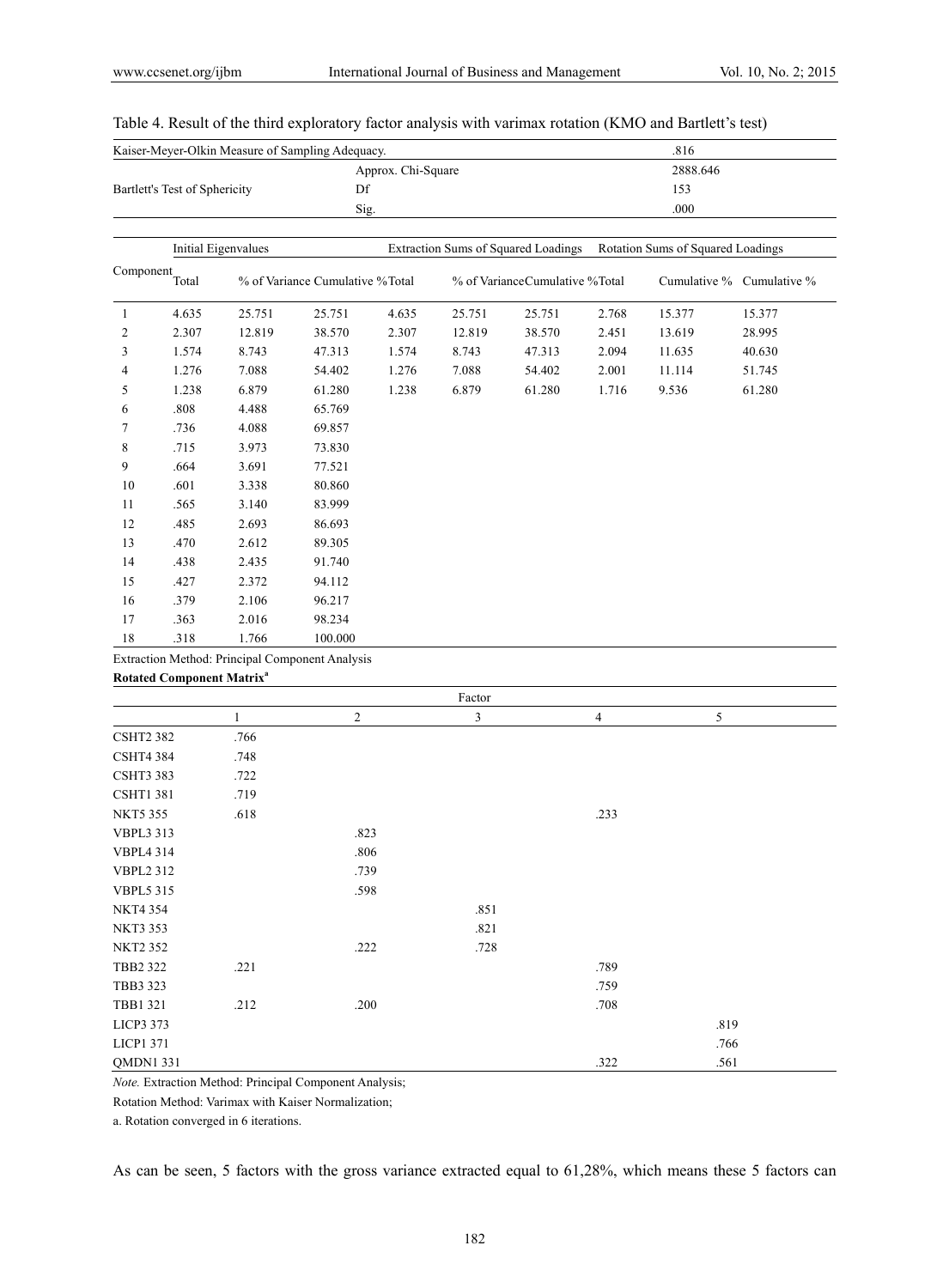Table 4. Result of the third exploratory factor analysis with varimax rotation (KMO and Bartlett's test)

| | | |
|---|---|---|
| Kaiser-Meyer-Olkin Measure of Sampling Adequacy. | | .816 |
| Bartlett's Test of Sphericity | Approx. Chi-Square | 2888.646 |
| | Df | 153 |
| | Sig. | .000 |

| Component | Initial Eigenvalues | | | Extraction Sums of Squared Loadings | | | Rotation Sums of Squared Loadings | | |
|---|---|---|---|---|---|---|---|---|---|
| | Total | % of Variance | Cumulative % | Total | % of Variance | Cumulative % | Total | Cumulative % | Cumulative % |
| 1 | 4.635 | 25.751 | 25.751 | 4.635 | 25.751 | 25.751 | 2.768 | 15.377 | 15.377 |
| 2 | 2.307 | 12.819 | 38.570 | 2.307 | 12.819 | 38.570 | 2.451 | 13.619 | 28.995 |
| 3 | 1.574 | 8.743 | 47.313 | 1.574 | 8.743 | 47.313 | 2.094 | 11.635 | 40.630 |
| 4 | 1.276 | 7.088 | 54.402 | 1.276 | 7.088 | 54.402 | 2.001 | 11.114 | 51.745 |
| 5 | 1.238 | 6.879 | 61.280 | 1.238 | 6.879 | 61.280 | 1.716 | 9.536 | 61.280 |
| 6 | .808 | 4.488 | 65.769 | | | | | | |
| 7 | .736 | 4.088 | 69.857 | | | | | | |
| 8 | .715 | 3.973 | 73.830 | | | | | | |
| 9 | .664 | 3.691 | 77.521 | | | | | | |
| 10 | .601 | 3.338 | 80.860 | | | | | | |
| 11 | .565 | 3.140 | 83.999 | | | | | | |
| 12 | .485 | 2.693 | 86.693 | | | | | | |
| 13 | .470 | 2.612 | 89.305 | | | | | | |
| 14 | .438 | 2.435 | 91.740 | | | | | | |
| 15 | .427 | 2.372 | 94.112 | | | | | | |
| 16 | .379 | 2.106 | 96.217 | | | | | | |
| 17 | .363 | 2.016 | 98.234 | | | | | | |
| 18 | .318 | 1.766 | 100.000 | | | | | | |

Extraction Method: Principal Component Analysis

**Rotated Component Matrix[a]**

| | Factor | | | | |
|---|---|---|---|---|---|
| | 1 | 2 | 3 | 4 | 5 |
| CSHT2 382 | .766 | | | | |
| CSHT4 384 | .748 | | | | |
| CSHT3 383 | .722 | | | | |
| CSHT1 381 | .719 | | | | |
| NKT5 355 | .618 | | | .233 | |
| VBPL3 313 | | .823 | | | |
| VBPL4 314 | | .806 | | | |
| VBPL2 312 | | .739 | | | |
| VBPL5 315 | | .598 | | | |
| NKT4 354 | | | .851 | | |
| NKT3 353 | | | .821 | | |
| NKT2 352 | | .222 | .728 | | |
| TBB2 322 | .221 | | | .789 | |
| TBB3 323 | | | | .759 | |
| TBB1 321 | .212 | .200 | | .708 | |
| LICP3 373 | | | | | .819 |
| LICP1 371 | | | | | .766 |
| QMDN1 331 | | | | .322 | .561 |

*Note.* Extraction Method: Principal Component Analysis;

Rotation Method: Varimax with Kaiser Normalization;

a. Rotation converged in 6 iterations.

As can be seen, 5 factors with the gross variance extracted equal to 61,28%, which means these 5 factors can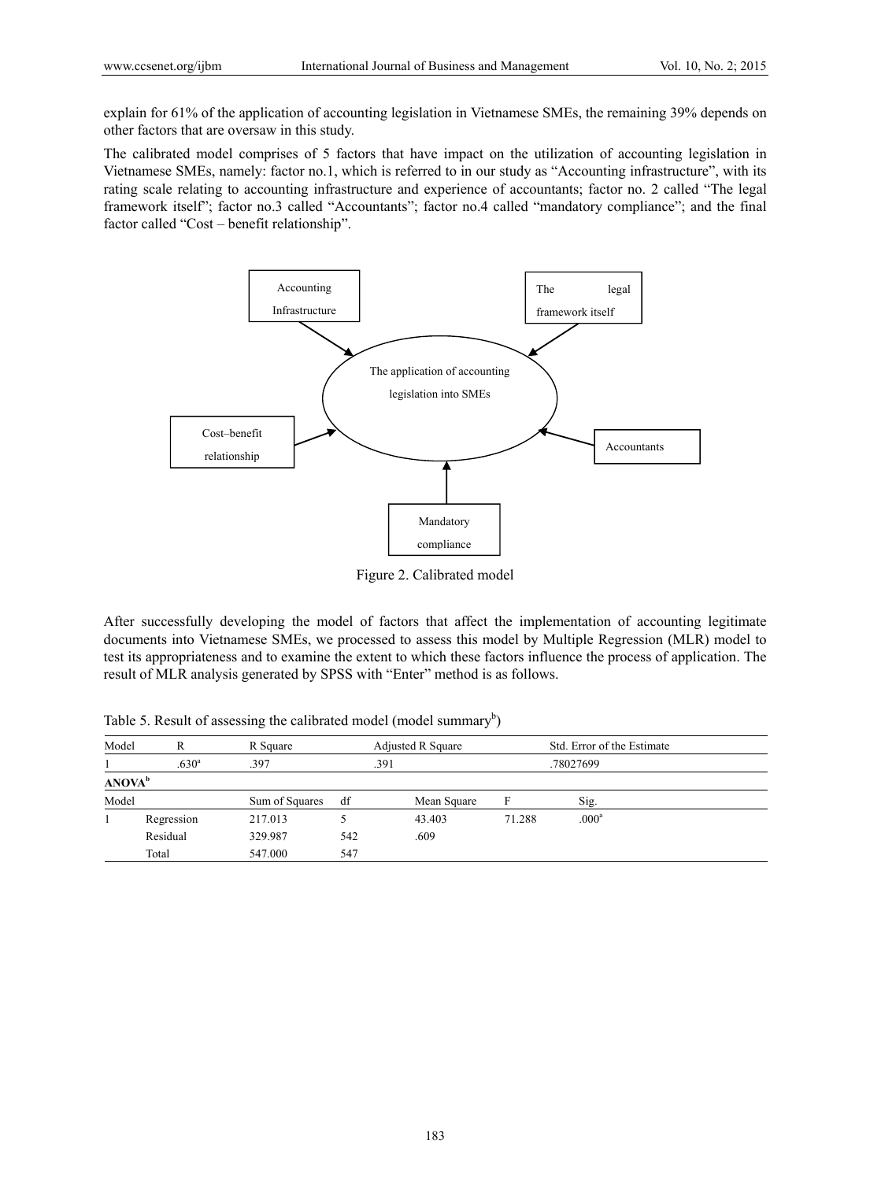explain for 61% of the application of accounting legislation in Vietnamese SMEs, the remaining 39% depends on other factors that are oversaw in this study.

The calibrated model comprises of 5 factors that have impact on the utilization of accounting legislation in Vietnamese SMEs, namely: factor no.1, which is referred to in our study as "Accounting infrastructure", with its rating scale relating to accounting infrastructure and experience of accountants; factor no. 2 called "The legal framework itself"; factor no.3 called "Accountants"; factor no.4 called "mandatory compliance"; and the final factor called "Cost – benefit relationship".

Accounting Infrastructure

The legal framework itself

The application of accounting legislation into SMEs

Cost–benefit relationship

Accountants

Mandatory compliance

Figure 2. Calibrated model

After successfully developing the model of factors that affect the implementation of accounting legitimate documents into Vietnamese SMEs, we processed to assess this model by Multiple Regression (MLR) model to test its appropriateness and to examine the extent to which these factors influence the process of application. The result of MLR analysis generated by SPSS with "Enter" method is as follows.

Table 5. Result of assessing the calibrated model (model summary[b])

| Model | R | R Square | Adjusted R Square | Std. Error of the Estimate |
|---|---|---|---|---|
| 1 | .630[a] | .397 | .391 | .78027699 |

**ANOVA[b]**

| Model | | Sum of Squares | df | Mean Square | F | Sig. |
|---|---|---|---|---|---|---|
| 1 | Regression | 217.013 | 5 | 43.403 | 71.288 | .000[a] |
| | Residual | 329.987 | 542 | .609 | | |
| | Total | 547.000 | 547 | | | |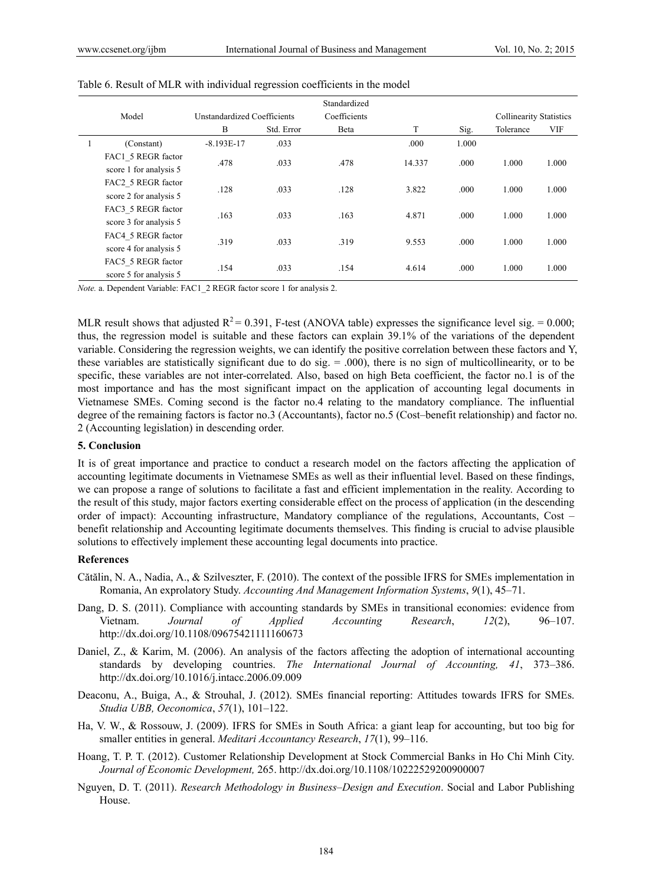Table 6. Result of MLR with individual regression coefficients in the model

| Model | | Unstandardized Coefficients | | Standardized Coefficients | | | Collinearity Statistics | |
|---|---|---|---|---|---|---|---|---|
| | | B | Std. Error | Beta | T | Sig. | Tolerance | VIF |
| 1 | (Constant) | -8.193E-17 | .033 | | .000 | 1.000 | | |
| | FAC1_5 REGR factor score 1 for analysis 5 | .478 | .033 | .478 | 14.337 | .000 | 1.000 | 1.000 |
| | FAC2_5 REGR factor score 2 for analysis 5 | .128 | .033 | .128 | 3.822 | .000 | 1.000 | 1.000 |
| | FAC3_5 REGR factor score 3 for analysis 5 | .163 | .033 | .163 | 4.871 | .000 | 1.000 | 1.000 |
| | FAC4_5 REGR factor score 4 for analysis 5 | .319 | .033 | .319 | 9.553 | .000 | 1.000 | 1.000 |
| | FAC5_5 REGR factor score 5 for analysis 5 | .154 | .033 | .154 | 4.614 | .000 | 1.000 | 1.000 |

*Note.* a. Dependent Variable: FAC1_2 REGR factor score 1 for analysis 2.

MLR result shows that adjusted $R^2 = 0.391$, F-test (ANOVA table) expresses the significance level sig. = 0.000; thus, the regression model is suitable and these factors can explain 39.1% of the variations of the dependent variable. Considering the regression weights, we can identify the positive correlation between these factors and Y, these variables are statistically significant due to do sig. = .000), there is no sign of multicollineairity, or to be specific, these variables are not inter-correlated. Also, based on high Beta coefficient, the factor no.1 is of the most importance and has the most significant impact on the application of accounting legal documents in Vietnamese SMEs. Coming second is the factor no.4 relating to the mandatory compliance. The influential degree of the remaining factors is factor no.3 (Accountants), factor no.5 (Cost–benefit relationship) and factor no. 2 (Accounting legislation) in descending order.

## 5. Conclusion

It is of great importance and practice to conduct a research model on the factors affecting the application of accounting legitimate documents in Vietnamese SMEs as well as their influential level. Based on these findings, we can propose a range of solutions to facilitate a fast and efficient implementation in the reality. According to the result of this study, major factors exerting considerable effect on the process of application (in the descending order of impact): Accounting infrastructure, Mandatory compliance of the regulations, Accountants, Cost – benefit relationship and Accounting legitimate documents themselves. This finding is crucial to advise plausible solutions to effectively implement these accounting legal documents into practice.

## References

Cătălin, N. A., Nadia, A., & Szilveszter, F. (2010). The context of the possible IFRS for SMEs implementation in Romania, An exprolatory Study. *Accounting And Management Information Systems*, *9*(1), 45–71.

Dang, D. S. (2011). Compliance with accounting standards by SMEs in transitional economies: evidence from Vietnam. *Journal of Applied Accounting Research*, *12*(2), 96–107. http://dx.doi.org/10.1108/09675421111160673

Daniel, Z., & Karim, M. (2006). An analysis of the factors affecting the adoption of international accounting standards by developing countries. *The International Journal of Accounting, 41*, 373–386. http://dx.doi.org/10.1016/j.intacc.2006.09.009

Deaconu, A., Buiga, A., & Strouhal, J. (2012). SMEs financial reporting: Attitudes towards IFRS for SMEs. *Studia UBB, Oeconomica*, *57*(1), 101–122.

Ha, V. W., & Rossouw, J. (2009). IFRS for SMEs in South Africa: a giant leap for accounting, but too big for smaller entities in general. *Meditari Accountancy Research*, *17*(1), 99–116.

Hoang, T. P. T. (2012). Customer Relationship Development at Stock Commercial Banks in Ho Chi Minh City. *Journal of Economic Development,* 265. http://dx.doi.org/10.1108/10222529200900007

Nguyen, D. T. (2011). *Research Methodology in Business–Design and Execution*. Social and Labor Publishing House.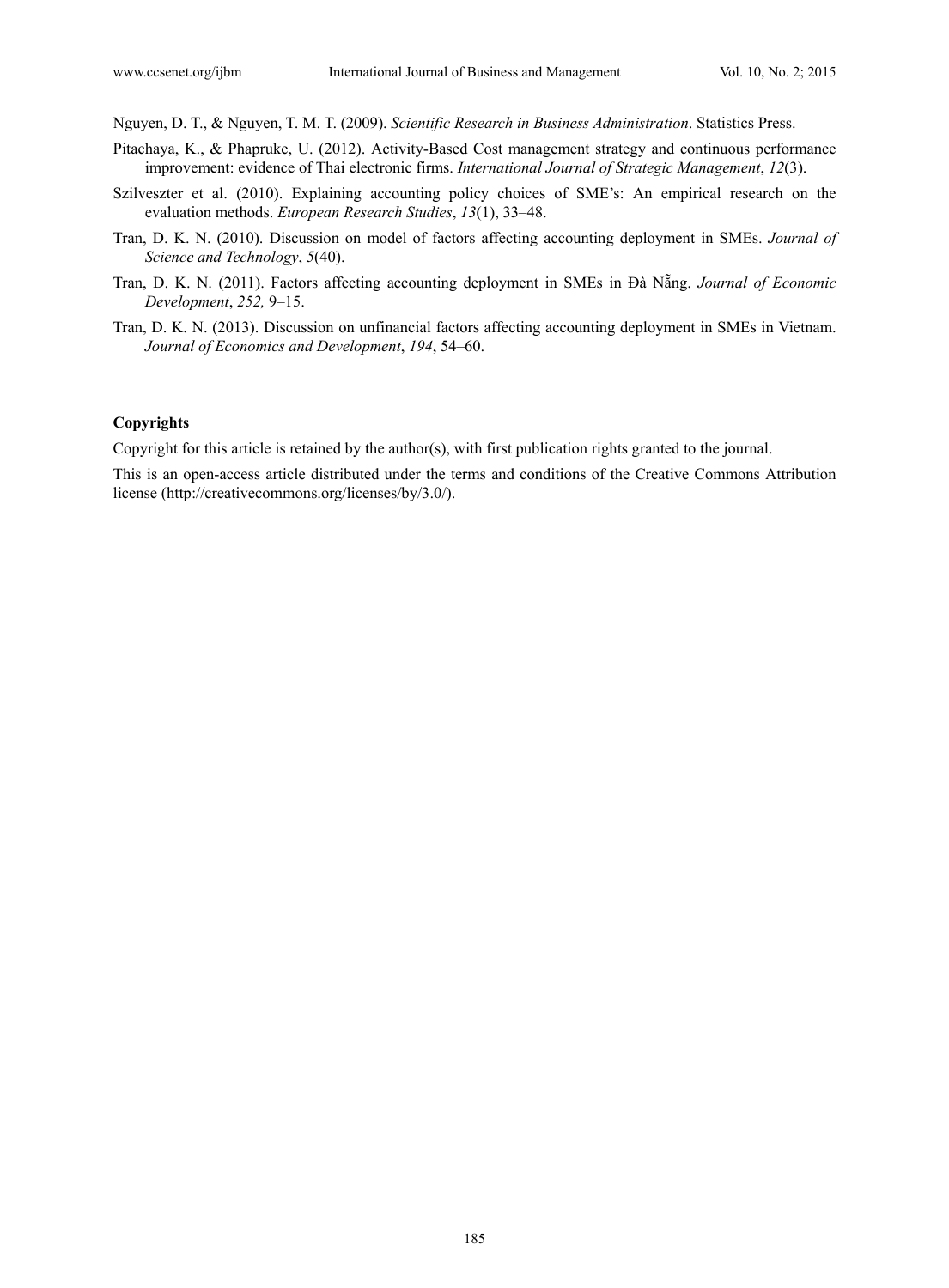Nguyen, D. T., & Nguyen, T. M. T. (2009). *Scientific Research in Business Administration*. Statistics Press.

Pitachaya, K., & Phapruke, U. (2012). Activity-Based Cost management strategy and continuous performance improvement: evidence of Thai electronic firms. *International Journal of Strategic Management*, *12*(3).

Szilveszter et al. (2010). Explaining accounting policy choices of SME's: An empirical research on the evaluation methods. *European Research Studies*, *13*(1), 33–48.

Tran, D. K. N. (2010). Discussion on model of factors affecting accounting deployment in SMEs. *Journal of Science and Technology*, *5*(40).

Tran, D. K. N. (2011). Factors affecting accounting deployment in SMEs in Đà Nẵng. *Journal of Economic Development*, *252,* 9–15.

Tran, D. K. N. (2013). Discussion on unfinancial factors affecting accounting deployment in SMEs in Vietnam. *Journal of Economics and Development*, *194*, 54–60.

**Copyrights**

Copyright for this article is retained by the author(s), with first publication rights granted to the journal.

This is an open-access article distributed under the terms and conditions of the Creative Commons Attribution license (http://creativecommons.org/licenses/by/3.0/).